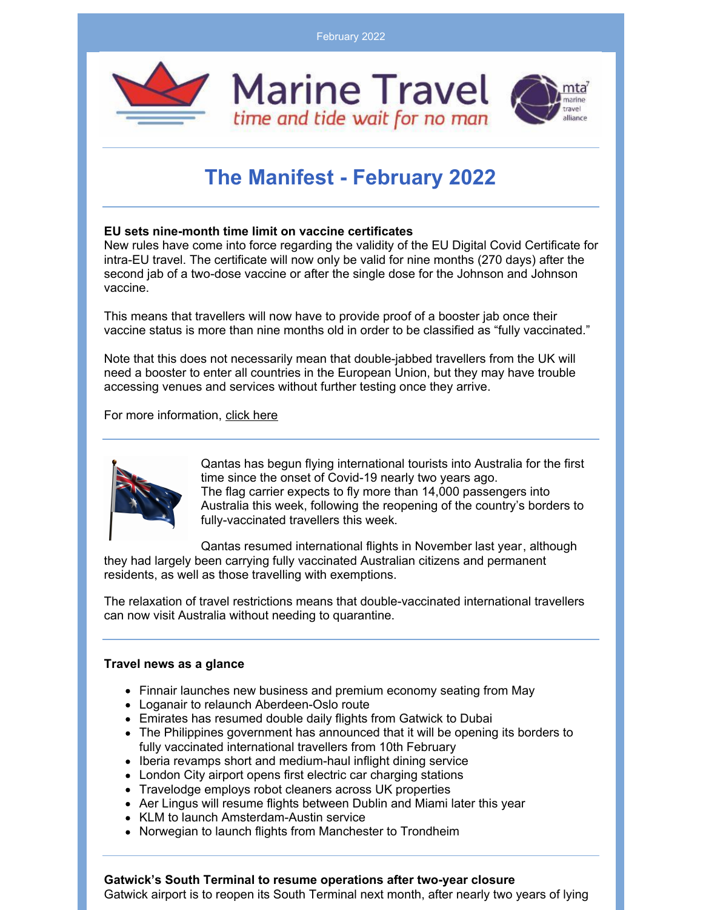February 2022

Marine Travel
*time and tide wait for no man*

# The Manifest - February 2022

**EU sets nine-month time limit on vaccine certificates**
New rules have come into force regarding the validity of the EU Digital Covid Certificate for intra-EU travel. The certificate will now only be valid for nine months (270 days) after the second jab of a two-dose vaccine or after the single dose for the Johnson and Johnson vaccine.

This means that travellers will now have to provide proof of a booster jab once their vaccine status is more than nine months old in order to be classified as "fully vaccinated."

Note that this does not necessarily mean that double-jabbed travellers from the UK will need a booster to enter all countries in the European Union, but they may have trouble accessing venues and services without further testing once they arrive.

For more information, click here

Qantas has begun flying international tourists into Australia for the first time since the onset of Covid-19 nearly two years ago.
The flag carrier expects to fly more than 14,000 passengers into Australia this week, following the reopening of the country's borders to fully-vaccinated travellers this week.

Qantas resumed international flights in November last year, although they had largely been carrying fully vaccinated Australian citizens and permanent residents, as well as those travelling with exemptions.

The relaxation of travel restrictions means that double-vaccinated international travellers can now visit Australia without needing to quarantine.

**Travel news as a glance**

- Finnair launches new business and premium economy seating from May
- Loganair to relaunch Aberdeen-Oslo route
- Emirates has resumed double daily flights from Gatwick to Dubai
- The Philippines government has announced that it will be opening its borders to fully vaccinated international travellers from 10th February
- Iberia revamps short and medium-haul inflight dining service
- London City airport opens first electric car charging stations
- Travelodge employs robot cleaners across UK properties
- Aer Lingus will resume flights between Dublin and Miami later this year
- KLM to launch Amsterdam-Austin service
- Norwegian to launch flights from Manchester to Trondheim

**Gatwick's South Terminal to resume operations after two-year closure**
Gatwick airport is to reopen its South Terminal next month, after nearly two years of lying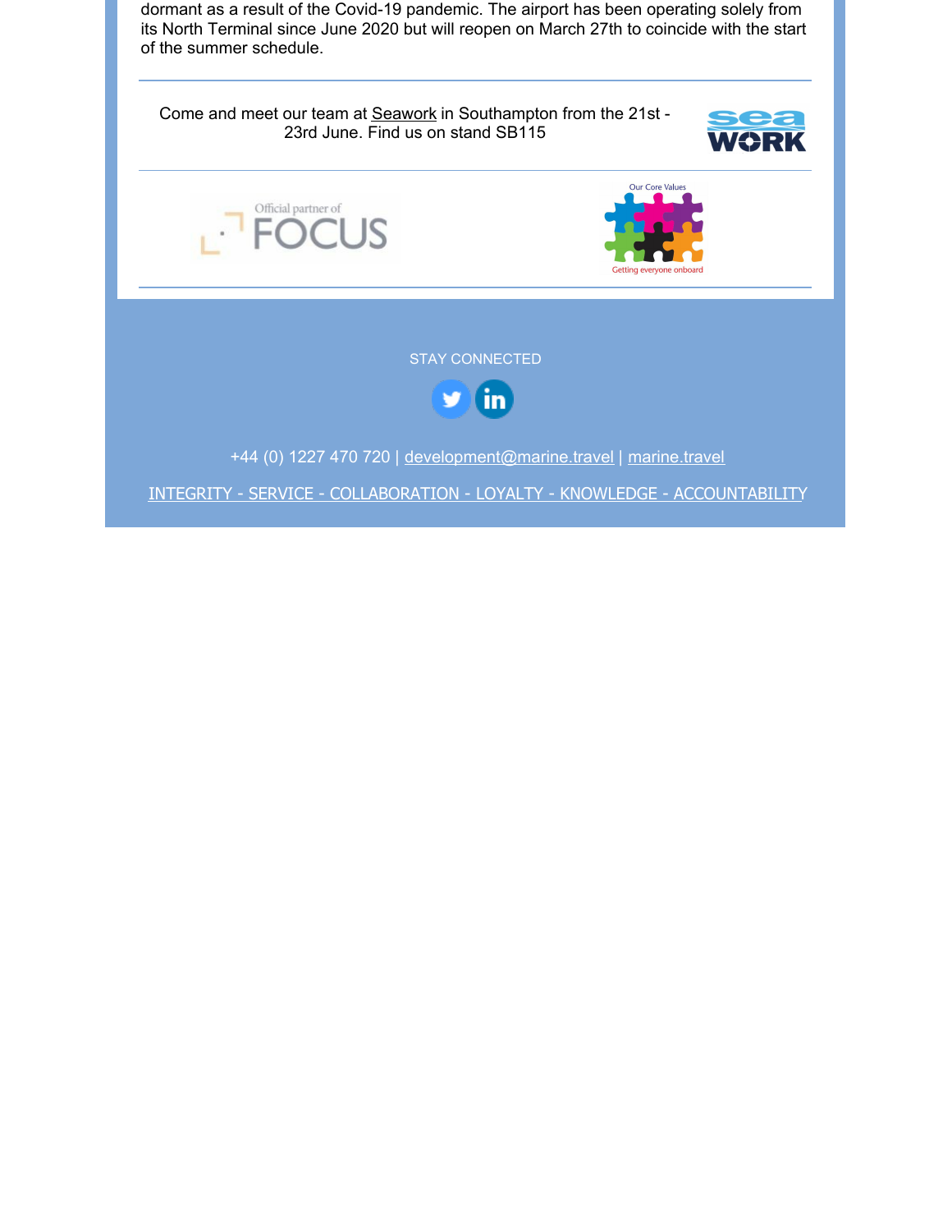dormant as a result of the Covid-19 pandemic. The airport has been operating solely from its North Terminal since June 2020 but will reopen on March 27th to coincide with the start of the summer schedule.

Come and meet our team at Seawork in Southampton from the 21st - 23rd June. Find us on stand SB115

Official partner of FOCUS

Our Core Values

Getting everyone onboard

STAY CONNECTED

+44 (0) 1227 470 720 | development@marine.travel | marine.travel

INTEGRITY - SERVICE - COLLABORATION - LOYALTY - KNOWLEDGE - ACCOUNTABILITY